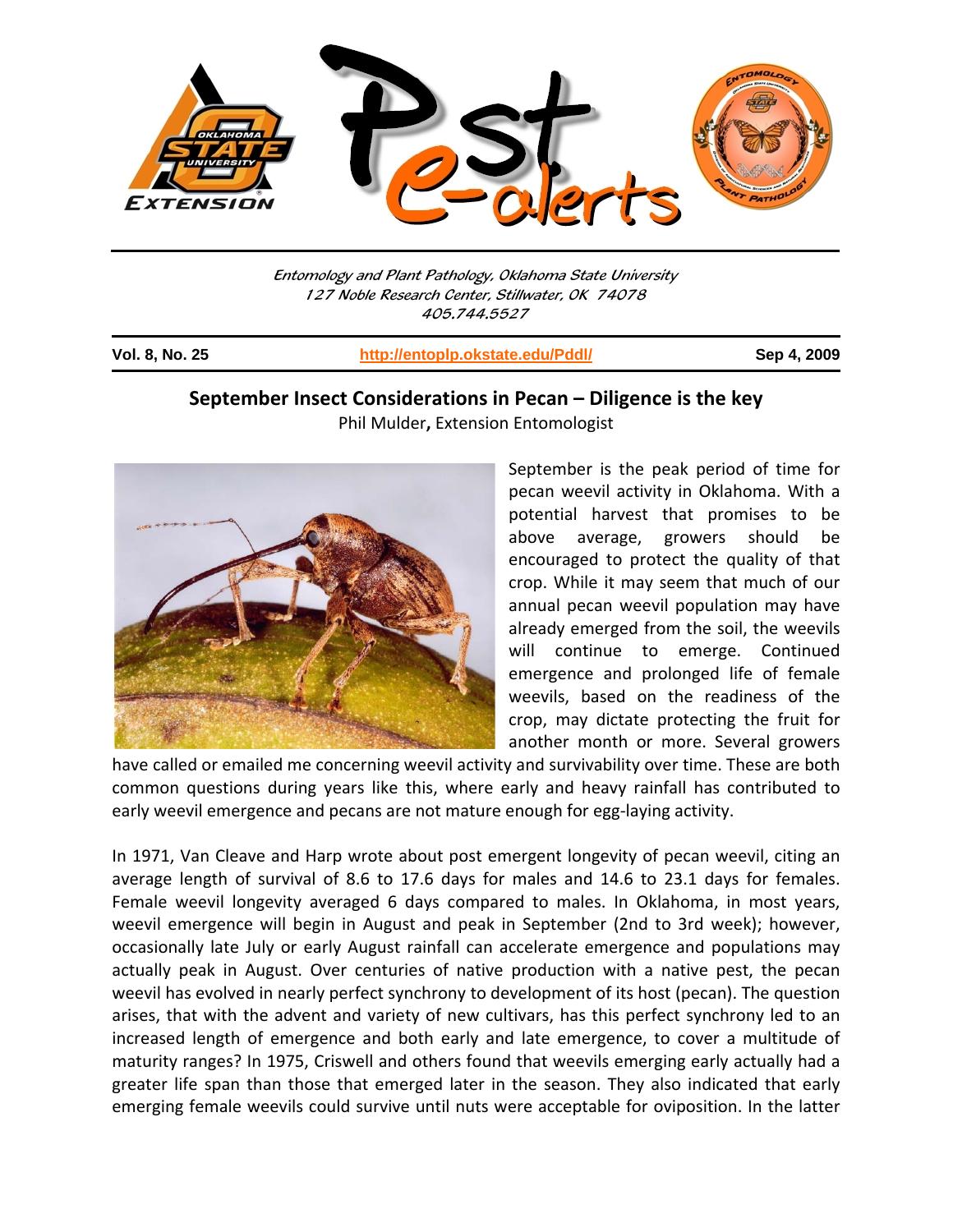Entomology and Plant Pathology, Oklahoma State University
127 Noble Research Center, Stillwater, OK 74078
405.744.5527

**Vol. 8, No. 25** | **http://entoplp.okstate.edu/Pddl/** | **Sep 4, 2009**

## September Insect Considerations in Pecan – Diligence is the key

Phil Mulder**,** Extension Entomologist

September is the peak period of time for pecan weevil activity in Oklahoma. With a potential harvest that promises to be above average, growers should be encouraged to protect the quality of that crop. While it may seem that much of our annual pecan weevil population may have already emerged from the soil, the weevils will continue to emerge. Continued emergence and prolonged life of female weevils, based on the readiness of the crop, may dictate protecting the fruit for another month or more. Several growers have called or emailed me concerning weevil activity and survivability over time. These are both common questions during years like this, where early and heavy rainfall has contributed to early weevil emergence and pecans are not mature enough for egg-laying activity.

In 1971, Van Cleave and Harp wrote about post emergent longevity of pecan weevil, citing an average length of survival of 8.6 to 17.6 days for males and 14.6 to 23.1 days for females. Female weevil longevity averaged 6 days compared to males. In Oklahoma, in most years, weevil emergence will begin in August and peak in September (2nd to 3rd week); however, occasionally late July or early August rainfall can accelerate emergence and populations may actually peak in August. Over centuries of native production with a native pest, the pecan weevil has evolved in nearly perfect synchrony to development of its host (pecan). The question arises, that with the advent and variety of new cultivars, has this perfect synchrony led to an increased length of emergence and both early and late emergence, to cover a multitude of maturity ranges? In 1975, Criswell and others found that weevils emerging early actually had a greater life span than those that emerged later in the season. They also indicated that early emerging female weevils could survive until nuts were acceptable for oviposition. In the latter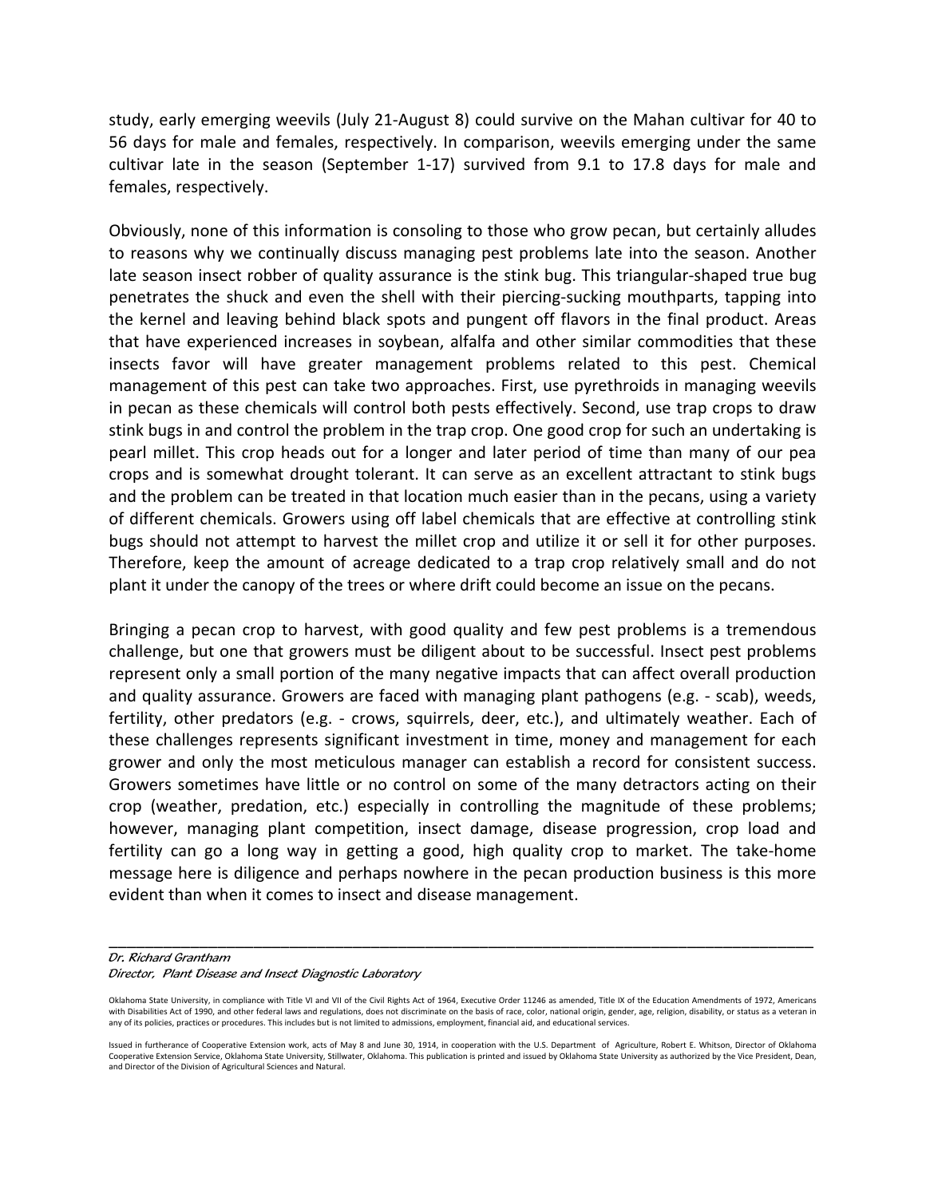study, early emerging weevils (July 21-August 8) could survive on the Mahan cultivar for 40 to 56 days for male and females, respectively. In comparison, weevils emerging under the same cultivar late in the season (September 1-17) survived from 9.1 to 17.8 days for male and females, respectively.

Obviously, none of this information is consoling to those who grow pecan, but certainly alludes to reasons why we continually discuss managing pest problems late into the season. Another late season insect robber of quality assurance is the stink bug. This triangular-shaped true bug penetrates the shuck and even the shell with their piercing-sucking mouthparts, tapping into the kernel and leaving behind black spots and pungent off flavors in the final product. Areas that have experienced increases in soybean, alfalfa and other similar commodities that these insects favor will have greater management problems related to this pest. Chemical management of this pest can take two approaches. First, use pyrethroids in managing weevils in pecan as these chemicals will control both pests effectively. Second, use trap crops to draw stink bugs in and control the problem in the trap crop. One good crop for such an undertaking is pearl millet. This crop heads out for a longer and later period of time than many of our pea crops and is somewhat drought tolerant. It can serve as an excellent attractant to stink bugs and the problem can be treated in that location much easier than in the pecans, using a variety of different chemicals. Growers using off label chemicals that are effective at controlling stink bugs should not attempt to harvest the millet crop and utilize it or sell it for other purposes. Therefore, keep the amount of acreage dedicated to a trap crop relatively small and do not plant it under the canopy of the trees or where drift could become an issue on the pecans.

Bringing a pecan crop to harvest, with good quality and few pest problems is a tremendous challenge, but one that growers must be diligent about to be successful. Insect pest problems represent only a small portion of the many negative impacts that can affect overall production and quality assurance. Growers are faced with managing plant pathogens (e.g. - scab), weeds, fertility, other predators (e.g. - crows, squirrels, deer, etc.), and ultimately weather. Each of these challenges represents significant investment in time, money and management for each grower and only the most meticulous manager can establish a record for consistent success. Growers sometimes have little or no control on some of the many detractors acting on their crop (weather, predation, etc.) especially in controlling the magnitude of these problems; however, managing plant competition, insect damage, disease progression, crop load and fertility can go a long way in getting a good, high quality crop to market. The take-home message here is diligence and perhaps nowhere in the pecan production business is this more evident than when it comes to insect and disease management.

---

*Dr. Richard Grantham*
*Director, Plant Disease and Insect Diagnostic Laboratory*

Oklahoma State University, in compliance with Title VI and VII of the Civil Rights Act of 1964, Executive Order 11246 as amended, Title IX of the Education Amendments of 1972, Americans with Disabilities Act of 1990, and other federal laws and regulations, does not discriminate on the basis of race, color, national origin, gender, age, religion, disability, or status as a veteran in any of its policies, practices or procedures. This includes but is not limited to admissions, employment, financial aid, and educational services.

Issued in furtherance of Cooperative Extension work, acts of May 8 and June 30, 1914, in cooperation with the U.S. Department of Agriculture, Robert E. Whitson, Director of Oklahoma Cooperative Extension Service, Oklahoma State University, Stillwater, Oklahoma. This publication is printed and issued by Oklahoma State University as authorized by the Vice President, Dean, and Director of the Division of Agricultural Sciences and Natural.